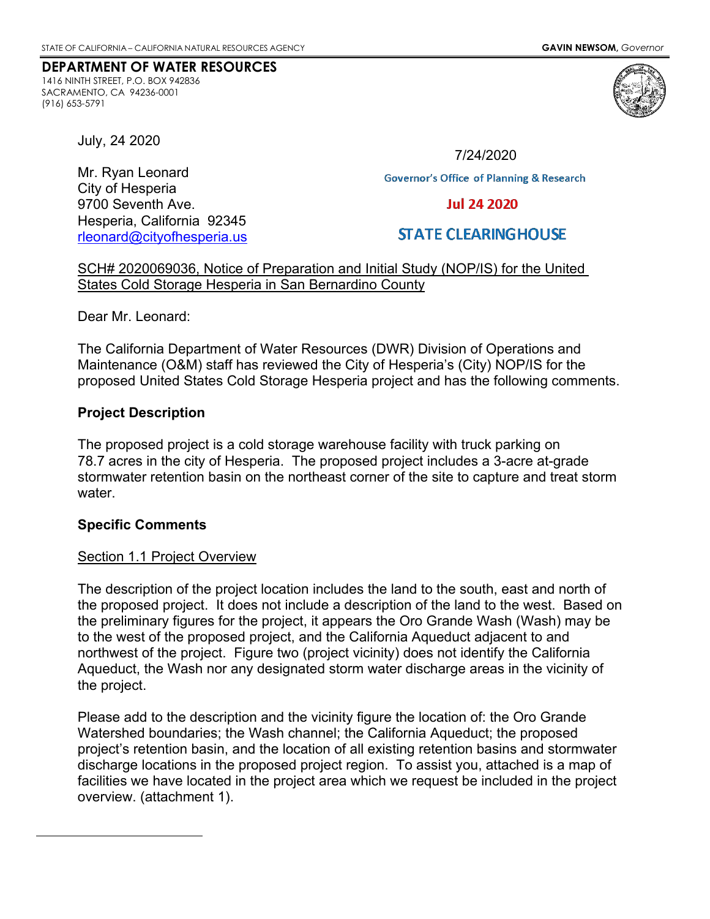STATE OF CALIFORNIA – CALIFORNIA NATURAL RESOURCES AGENCY **GAVIN NEWSOM,** *Governor*

**DEPARTMENT OF WATER RESOURCES**
1416 NINTH STREET, P.O. BOX 942836
SACRAMENTO, CA 94236-0001
(916) 653-5791

July, 24 2020

7/24/2020
Governor's Office of Planning & Research
Jul 24 2020
STATE CLEARINGHOUSE

Mr. Ryan Leonard
City of Hesperia
9700 Seventh Ave.
Hesperia, California 92345
rleonard@cityofhesperia.us

SCH# 2020069036, Notice of Preparation and Initial Study (NOP/IS) for the United States Cold Storage Hesperia in San Bernardino County

Dear Mr. Leonard:

The California Department of Water Resources (DWR) Division of Operations and Maintenance (O&M) staff has reviewed the City of Hesperia's (City) NOP/IS for the proposed United States Cold Storage Hesperia project and has the following comments.

**Project Description**

The proposed project is a cold storage warehouse facility with truck parking on 78.7 acres in the city of Hesperia. The proposed project includes a 3-acre at-grade stormwater retention basin on the northeast corner of the site to capture and treat storm water.

**Specific Comments**

Section 1.1 Project Overview

The description of the project location includes the land to the south, east and north of the proposed project. It does not include a description of the land to the west. Based on the preliminary figures for the project, it appears the Oro Grande Wash (Wash) may be to the west of the proposed project, and the California Aqueduct adjacent to and northwest of the project. Figure two (project vicinity) does not identify the California Aqueduct, the Wash nor any designated storm water discharge areas in the vicinity of the project.

Please add to the description and the vicinity figure the location of: the Oro Grande Watershed boundaries; the Wash channel; the California Aqueduct; the proposed project's retention basin, and the location of all existing retention basins and stormwater discharge locations in the proposed project region. To assist you, attached is a map of facilities we have located in the project area which we request be included in the project overview. (attachment 1).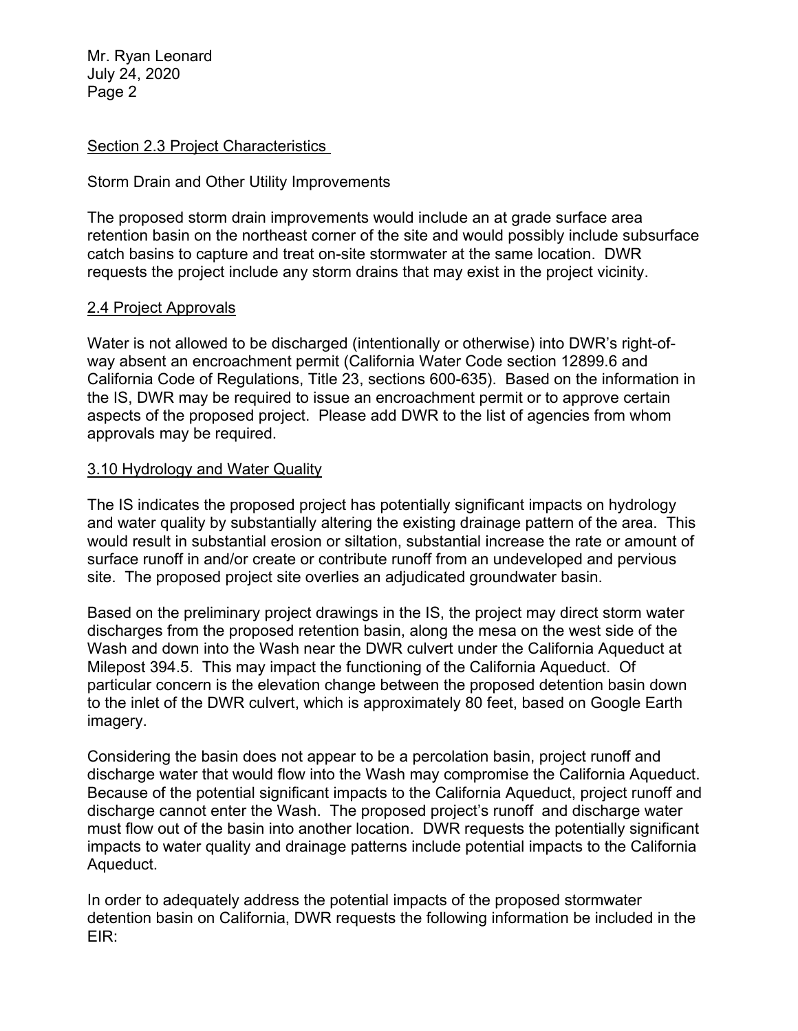Section 2.3 Project Characteristics

Storm Drain and Other Utility Improvements

The proposed storm drain improvements would include an at grade surface area retention basin on the northeast corner of the site and would possibly include subsurface catch basins to capture and treat on-site stormwater at the same location. DWR requests the project include any storm drains that may exist in the project vicinity.

2.4 Project Approvals

Water is not allowed to be discharged (intentionally or otherwise) into DWR's right-of-way absent an encroachment permit (California Water Code section 12899.6 and California Code of Regulations, Title 23, sections 600-635). Based on the information in the IS, DWR may be required to issue an encroachment permit or to approve certain aspects of the proposed project. Please add DWR to the list of agencies from whom approvals may be required.

3.10 Hydrology and Water Quality

The IS indicates the proposed project has potentially significant impacts on hydrology and water quality by substantially altering the existing drainage pattern of the area. This would result in substantial erosion or siltation, substantial increase the rate or amount of surface runoff in and/or create or contribute runoff from an undeveloped and pervious site. The proposed project site overlies an adjudicated groundwater basin.

Based on the preliminary project drawings in the IS, the project may direct storm water discharges from the proposed retention basin, along the mesa on the west side of the Wash and down into the Wash near the DWR culvert under the California Aqueduct at Milepost 394.5. This may impact the functioning of the California Aqueduct. Of particular concern is the elevation change between the proposed detention basin down to the inlet of the DWR culvert, which is approximately 80 feet, based on Google Earth imagery.

Considering the basin does not appear to be a percolation basin, project runoff and discharge water that would flow into the Wash may compromise the California Aqueduct. Because of the potential significant impacts to the California Aqueduct, project runoff and discharge cannot enter the Wash. The proposed project's runoff and discharge water must flow out of the basin into another location. DWR requests the potentially significant impacts to water quality and drainage patterns include potential impacts to the California Aqueduct.

In order to adequately address the potential impacts of the proposed stormwater detention basin on California, DWR requests the following information be included in the EIR: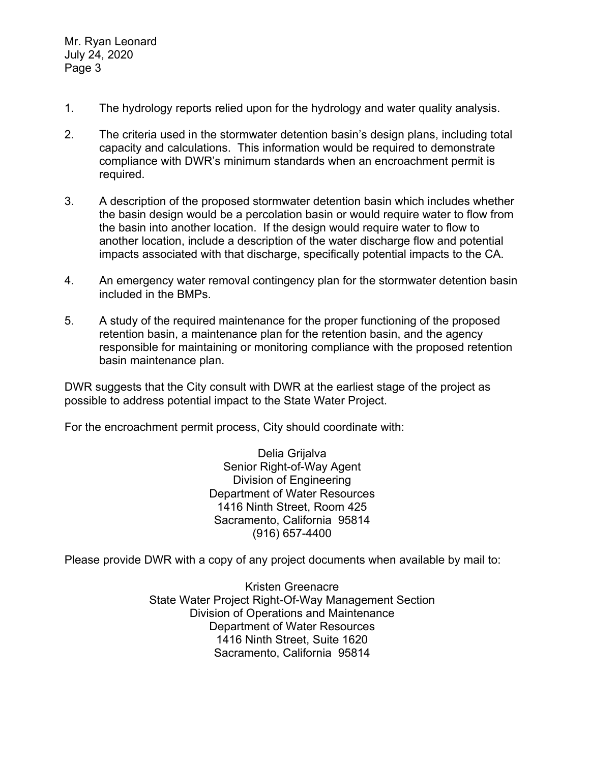1. The hydrology reports relied upon for the hydrology and water quality analysis.

2. The criteria used in the stormwater detention basin's design plans, including total capacity and calculations. This information would be required to demonstrate compliance with DWR's minimum standards when an encroachment permit is required.

3. A description of the proposed stormwater detention basin which includes whether the basin design would be a percolation basin or would require water to flow from the basin into another location. If the design would require water to flow to another location, include a description of the water discharge flow and potential impacts associated with that discharge, specifically potential impacts to the CA.

4. An emergency water removal contingency plan for the stormwater detention basin included in the BMPs.

5. A study of the required maintenance for the proper functioning of the proposed retention basin, a maintenance plan for the retention basin, and the agency responsible for maintaining or monitoring compliance with the proposed retention basin maintenance plan.

DWR suggests that the City consult with DWR at the earliest stage of the project as possible to address potential impact to the State Water Project.

For the encroachment permit process, City should coordinate with:

Delia Grijalva
Senior Right-of-Way Agent
Division of Engineering
Department of Water Resources
1416 Ninth Street, Room 425
Sacramento, California 95814
(916) 657-4400

Please provide DWR with a copy of any project documents when available by mail to:

Kristen Greenacre
State Water Project Right-Of-Way Management Section
Division of Operations and Maintenance
Department of Water Resources
1416 Ninth Street, Suite 1620
Sacramento, California 95814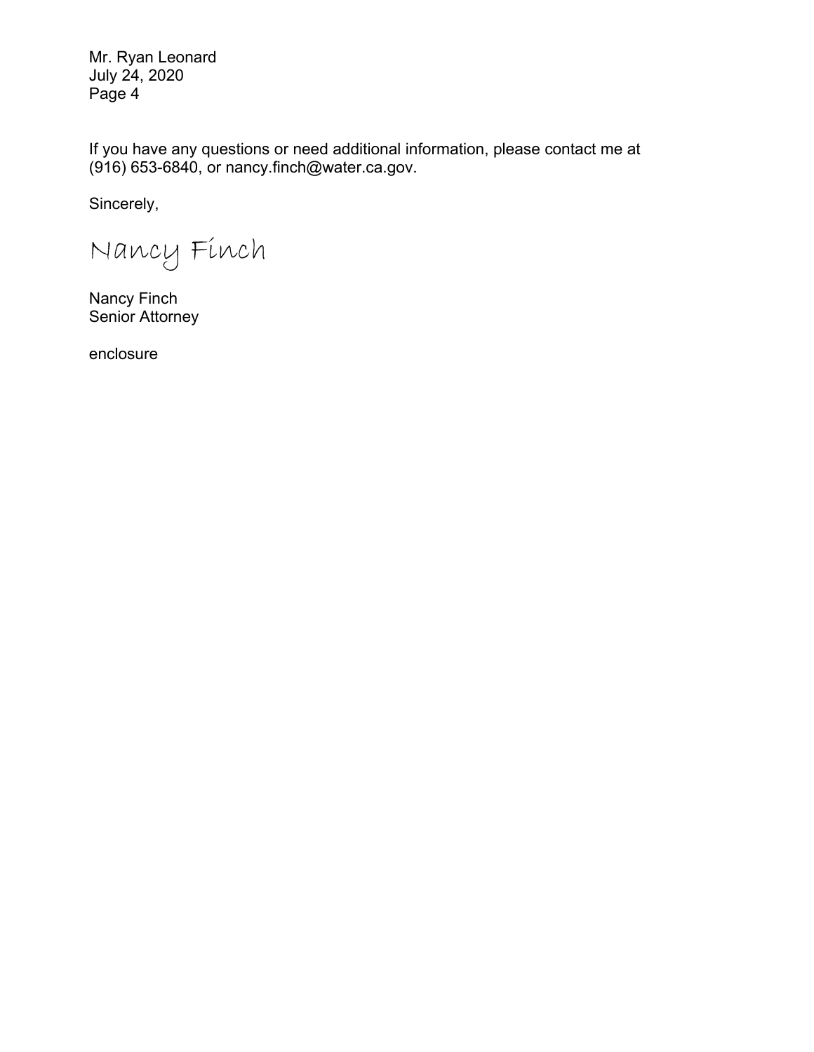If you have any questions or need additional information, please contact me at (916) 653-6840, or nancy.finch@water.ca.gov.

Sincerely,

Nancy Finch

Nancy Finch
Senior Attorney

enclosure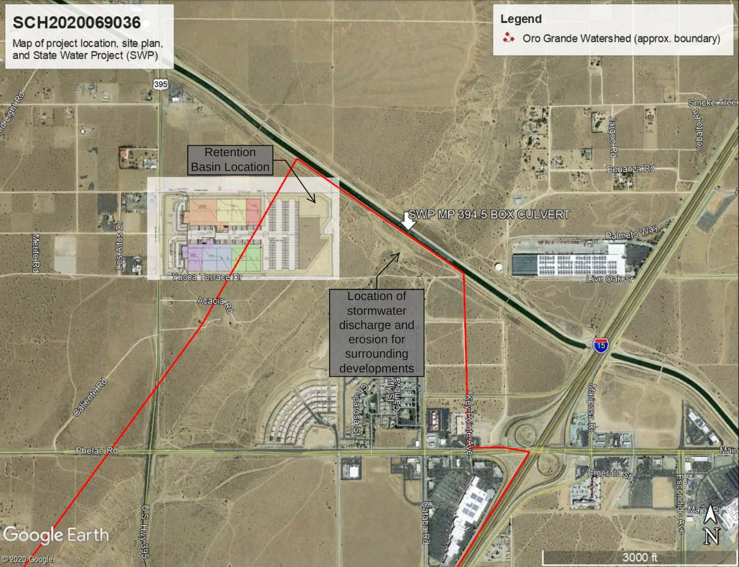# SCH2020069036

Map of project location, site plan, and State Water Project (SWP)

Legend

Oro Grande Watershed (approx. boundary)

Retention Basin Location

SWP MP 394.5 BOX CULVERT

Location of stormwater discharge and erosion for surrounding developments

3000 ft

N

Google Earth

© 2020 Google